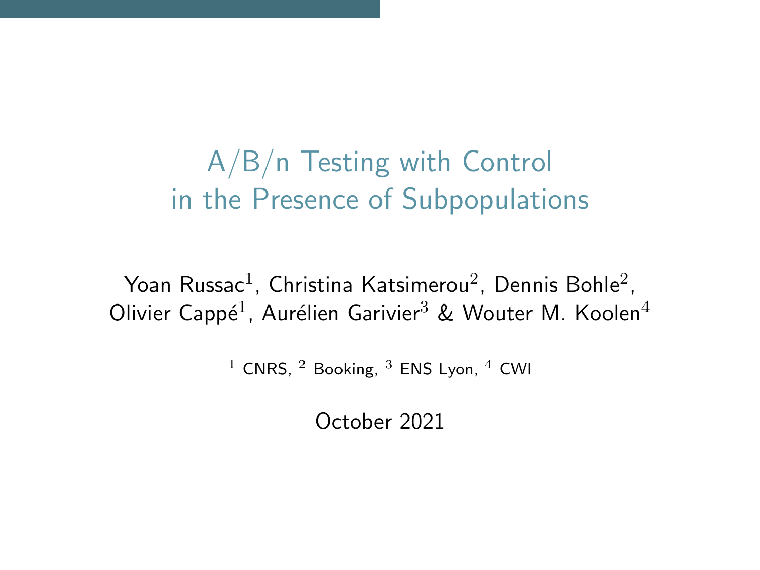# A/B/n Testing with Control in the Presence of Subpopulations

Yoan Russac[1], Christina Katsimerou[2], Dennis Bohle[2], Olivier Cappé[1], Aurélien Garivier[3] & Wouter M. Koolen[4]

[1] CNRS, [2] Booking, [3] ENS Lyon, [4] CWI

October 2021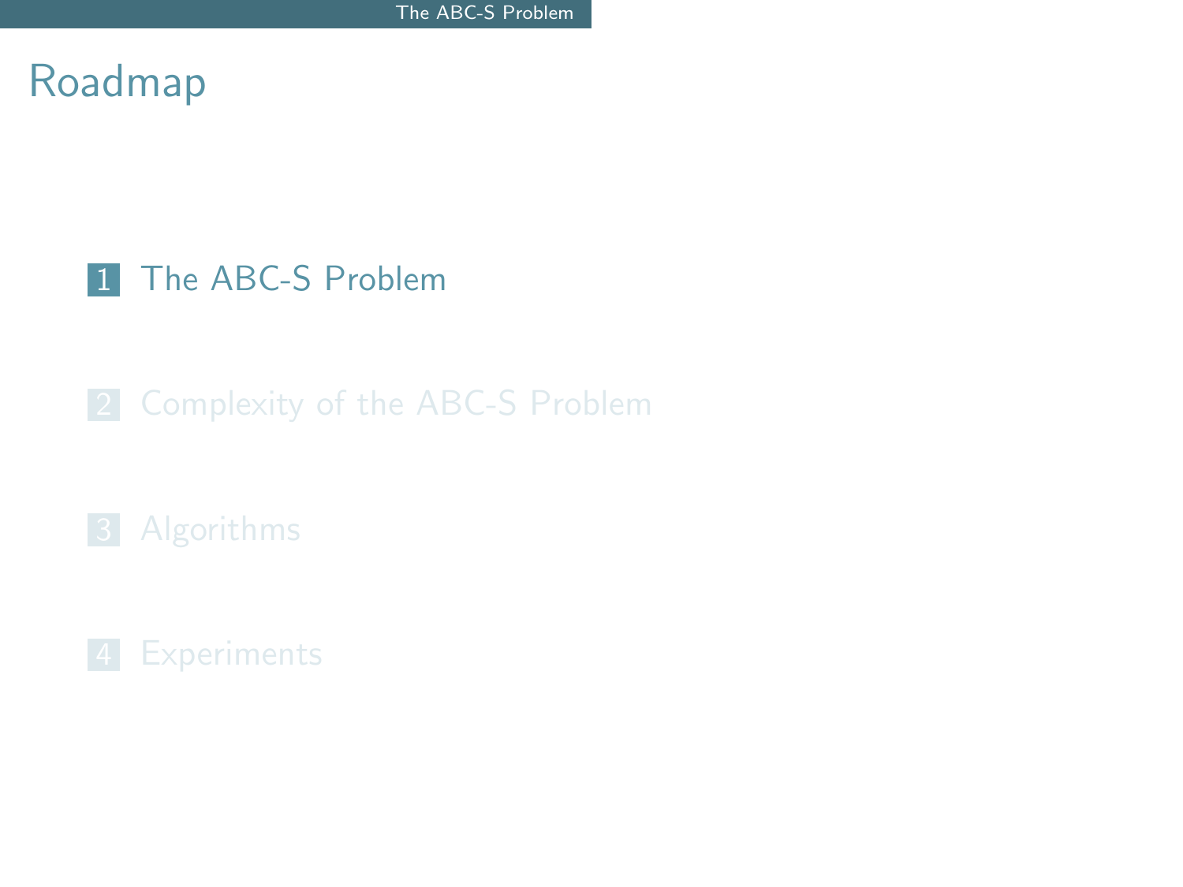# Roadmap

1. The ABC-S Problem
2. Complexity of the ABC-S Problem
3. Algorithms
4. Experiments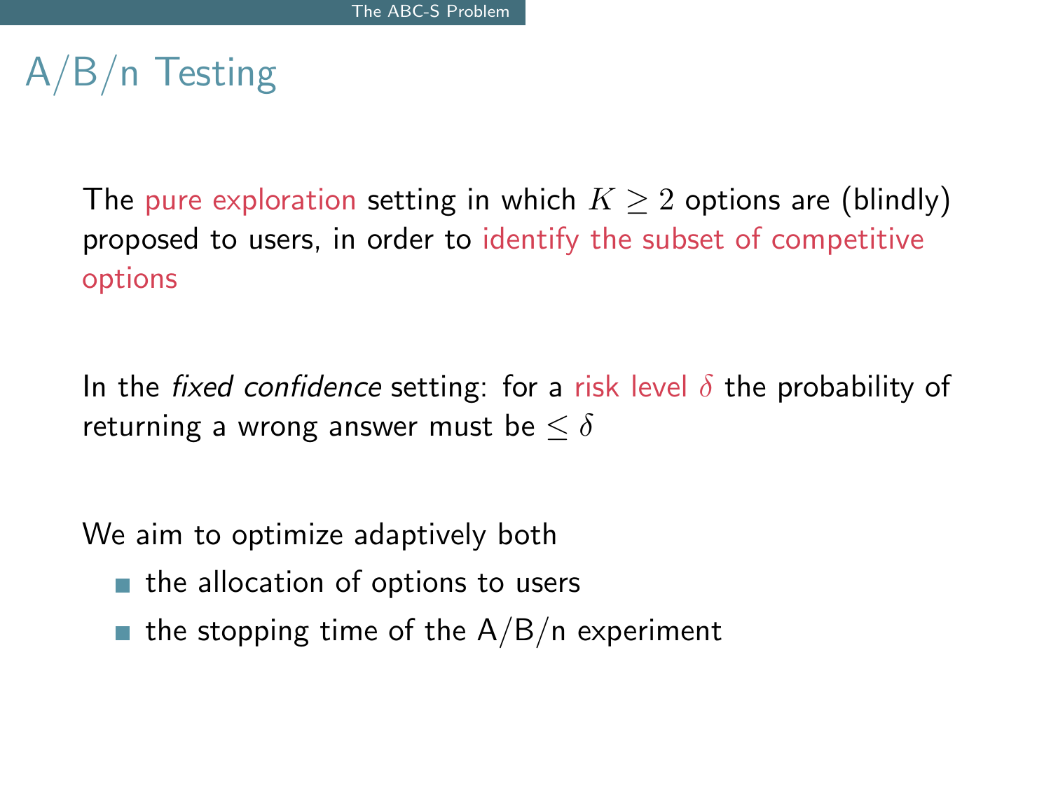# A/B/n Testing

The pure exploration setting in which $K \geq 2$ options are (blindly) proposed to users, in order to identify the subset of competitive options

In the *fixed confidence* setting: for a risk level $\delta$ the probability of returning a wrong answer must be $\leq \delta$

We aim to optimize adaptively both

- the allocation of options to users
- the stopping time of the A/B/n experiment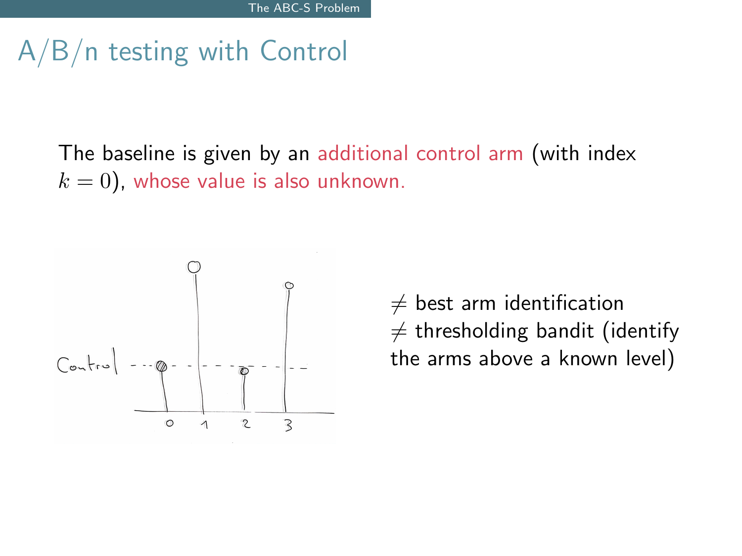# A/B/n testing with Control

The baseline is given by an additional control arm (with index $k = 0$), whose value is also unknown.

$\neq$ best arm identification
$\neq$ thresholding bandit (identify the arms above a known level)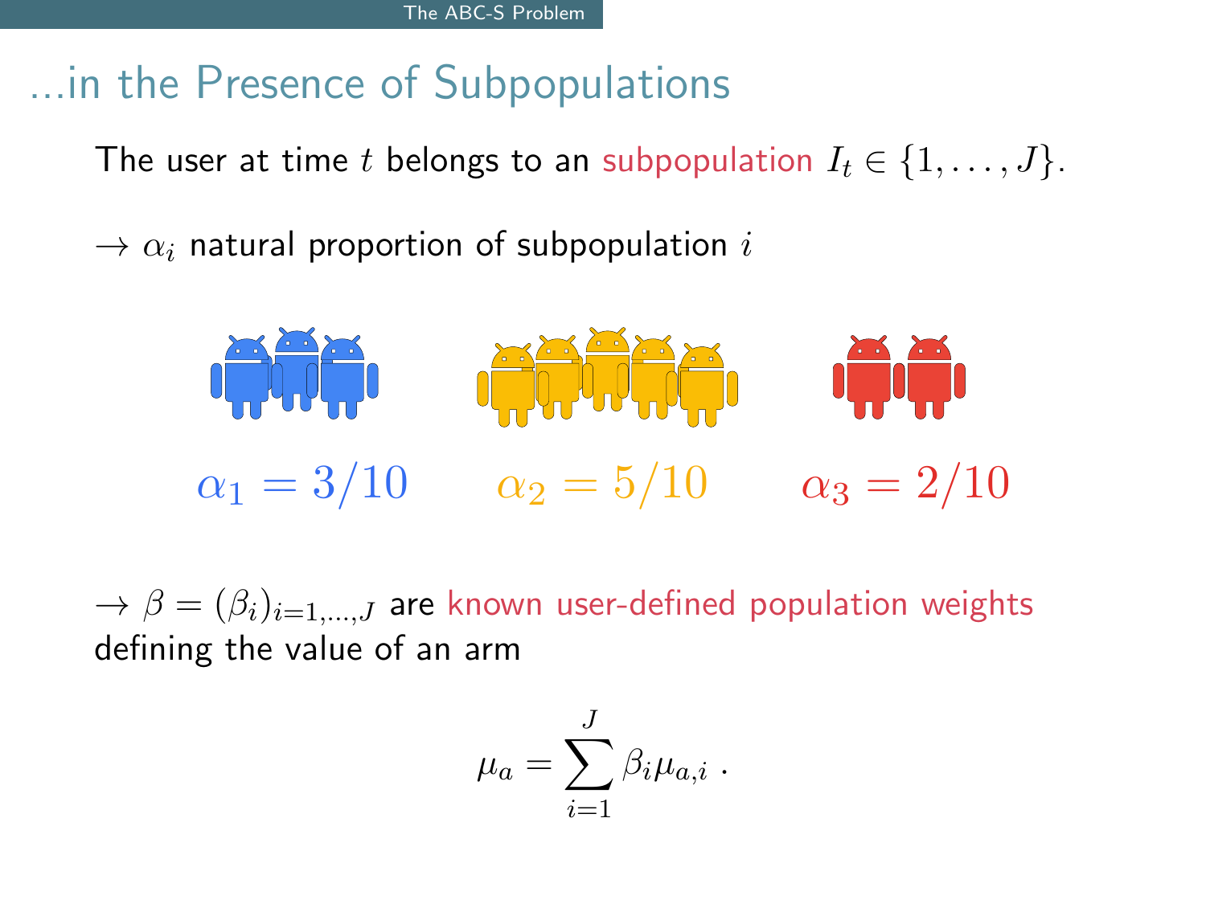## …in the Presence of Subpopulations

The user at time $t$ belongs to an subpopulation $I_t \in \{1, \dots, J\}$.

$\rightarrow$ $\alpha_i$ natural proportion of subpopulation $i$

$\alpha_1 = 3/10$ $\alpha_2 = 5/10$ $\alpha_3 = 2/10$

$\rightarrow$ $\beta = (\beta_i)_{i=1,\dots,J}$ are known user-defined population weights defining the value of an arm

$$\mu_a = \sum_{i=1}^{J} \beta_i \mu_{a,i} \ .$$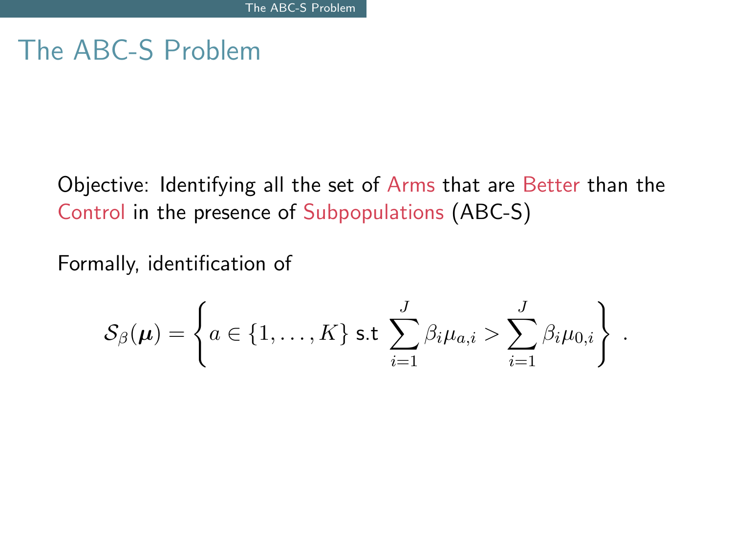# The ABC-S Problem

Objective: Identifying all the set of Arms that are Better than the Control in the presence of Subpopulations (ABC-S)

Formally, identification of

$$\mathcal{S}_\beta(\boldsymbol{\mu}) = \left\{ a \in \{1, \ldots, K\} \text{ s.t } \sum_{i=1}^{J} \beta_i \mu_{a,i} > \sum_{i=1}^{J} \beta_i \mu_{0,i} \right\} .$$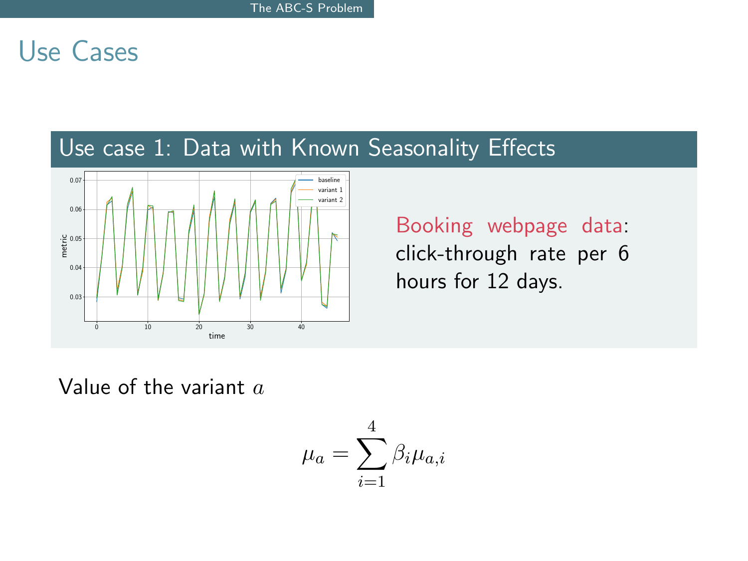# Use Cases

## Use case 1: Data with Known Seasonality Effects

Booking webpage data: click-through rate per 6 hours for 12 days.

Value of the variant $a$

$$\mu_a = \sum_{i=1}^{4} \beta_i \mu_{a,i}$$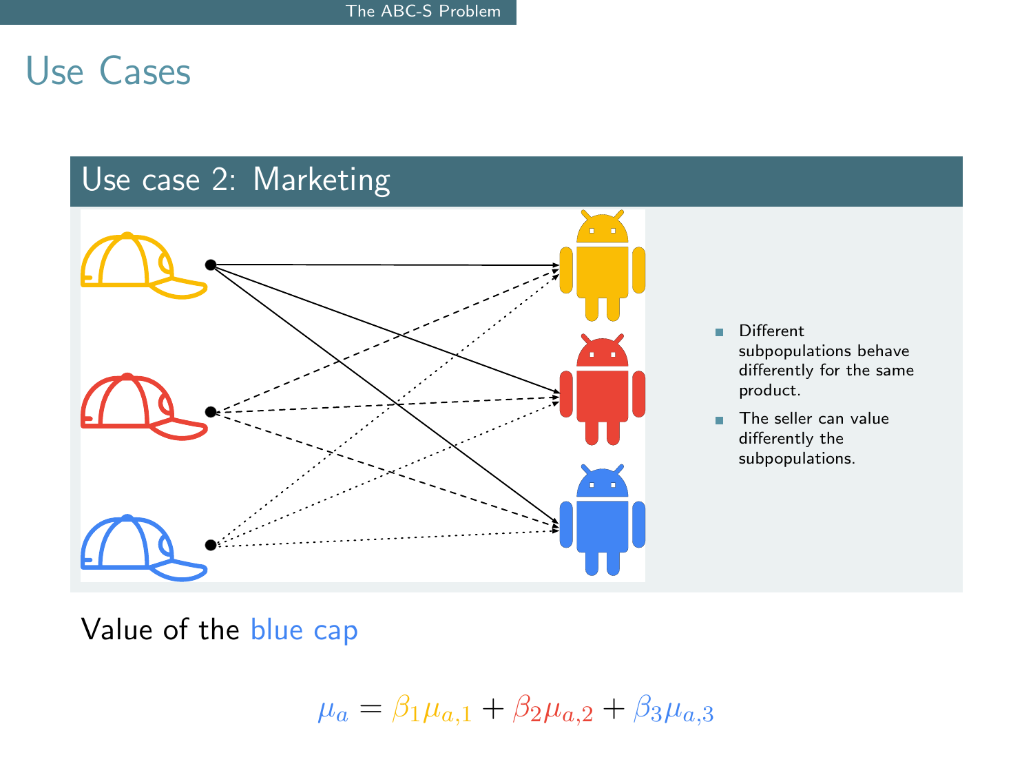## Use Cases

### Use case 2: Marketing

- Different subpopulations behave differently for the same product.
- The seller can value differently the subpopulations.

Value of the blue cap

$$\mu_a = \beta_1 \mu_{a,1} + \beta_2 \mu_{a,2} + \beta_3 \mu_{a,3}$$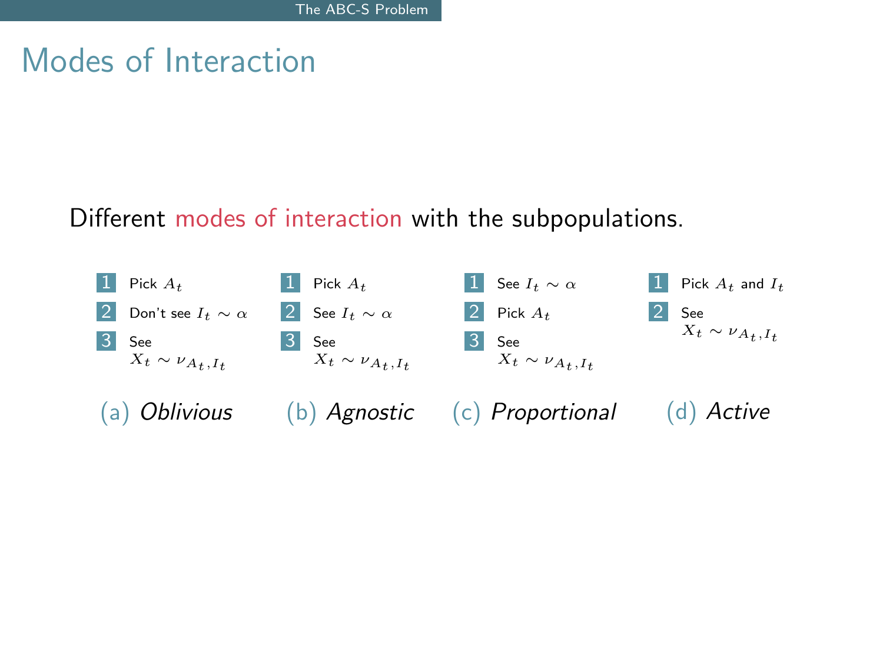# Modes of Interaction

Different modes of interaction with the subpopulations.

**(a) *Oblivious***

1. Pick $A_t$
2. Don't see $I_t \sim \alpha$
3. See $X_t \sim \nu_{A_t, I_t}$

**(b) *Agnostic***

1. Pick $A_t$
2. See $I_t \sim \alpha$
3. See $X_t \sim \nu_{A_t, I_t}$

**(c) *Proportional***

1. See $I_t \sim \alpha$
2. Pick $A_t$
3. See $X_t \sim \nu_{A_t, I_t}$

**(d) *Active***

1. Pick $A_t$ and $I_t$
2. See $X_t \sim \nu_{A_t, I_t}$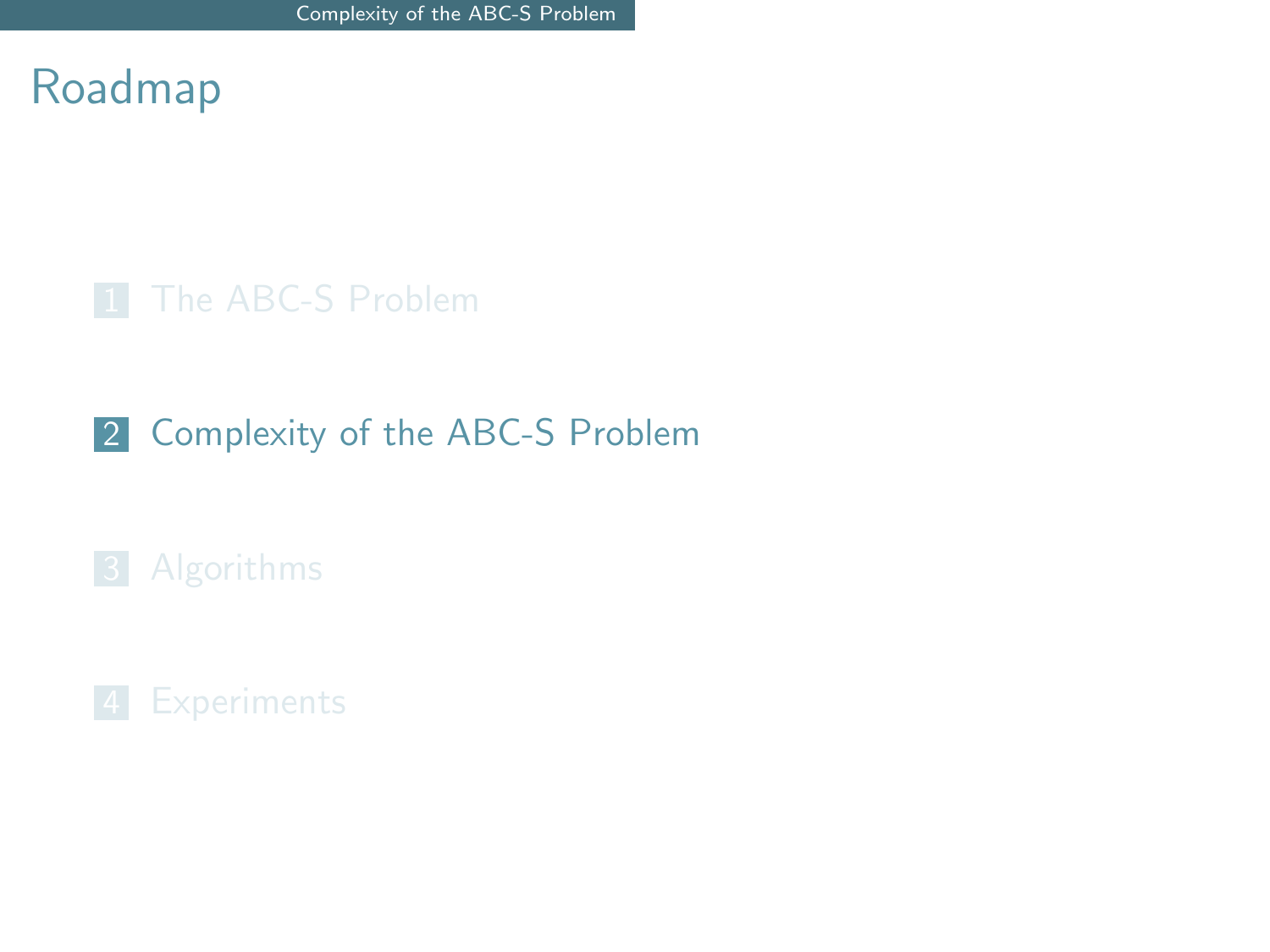# Roadmap

1. The ABC-S Problem
2. Complexity of the ABC-S Problem
3. Algorithms
4. Experiments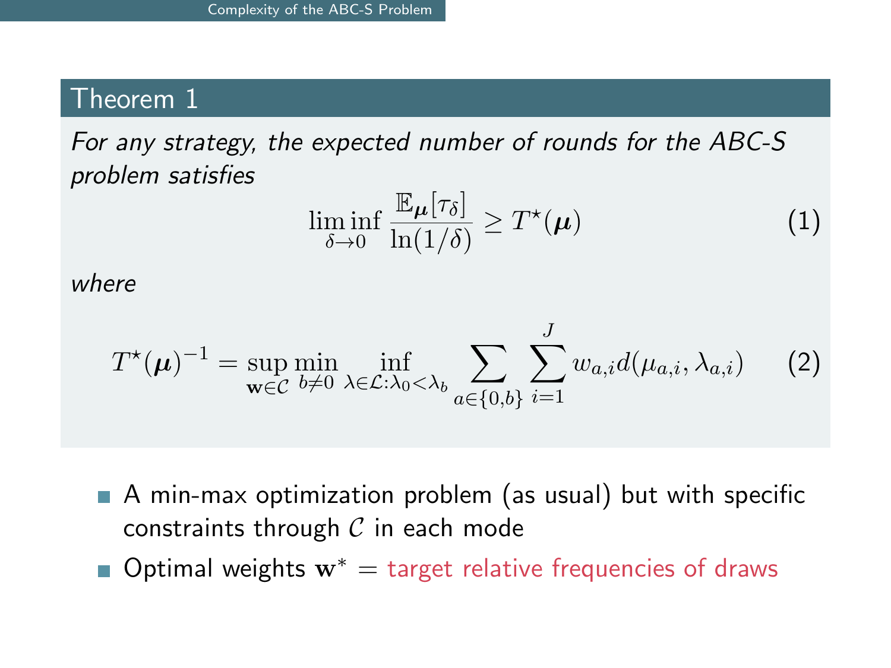## Theorem 1

*For any strategy, the expected number of rounds for the ABC-S problem satisfies*

$$\liminf_{\delta \to 0} \frac{\mathbb{E}_{\boldsymbol{\mu}}[\tau_\delta]}{\ln(1/\delta)} \geq T^\star(\boldsymbol{\mu}) \tag{1}$$

*where*

$$T^\star(\boldsymbol{\mu})^{-1} = \sup_{\mathbf{w} \in \mathcal{C}} \min_{b \neq 0} \inf_{\lambda \in \mathcal{L} : \lambda_0 < \lambda_b} \sum_{a \in \{0,b\}} \sum_{i=1}^{J} w_{a,i} d(\mu_{a,i}, \lambda_{a,i}) \tag{2}$$

- A min-max optimization problem (as usual) but with specific constraints through $\mathcal{C}$ in each mode
- Optimal weights $\mathbf{w}^* =$ target relative frequencies of draws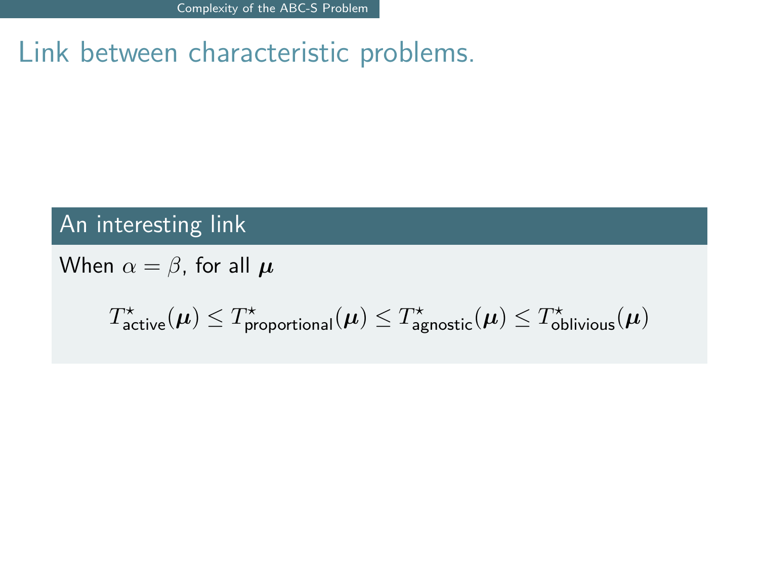# Link between characteristic problems.

### An interesting link

When $\alpha = \beta$, for all $\boldsymbol{\mu}$

$$T^{\star}_{\mathsf{active}}(\boldsymbol{\mu}) \leq T^{\star}_{\mathsf{proportional}}(\boldsymbol{\mu}) \leq T^{\star}_{\mathsf{agnostic}}(\boldsymbol{\mu}) \leq T^{\star}_{\mathsf{oblivious}}(\boldsymbol{\mu})$$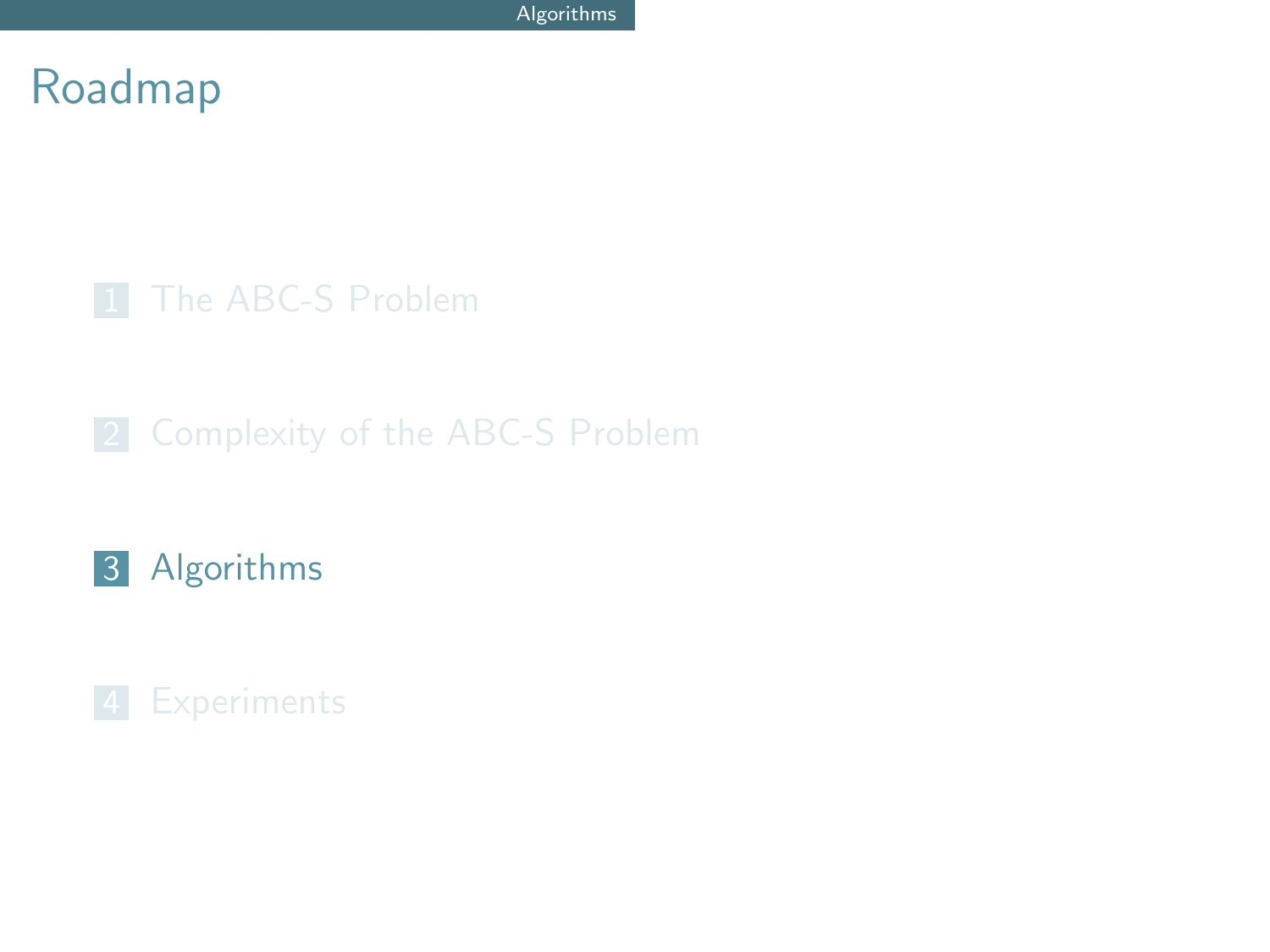# Roadmap

1. The ABC-S Problem
2. Complexity of the ABC-S Problem
3. **Algorithms**
4. Experiments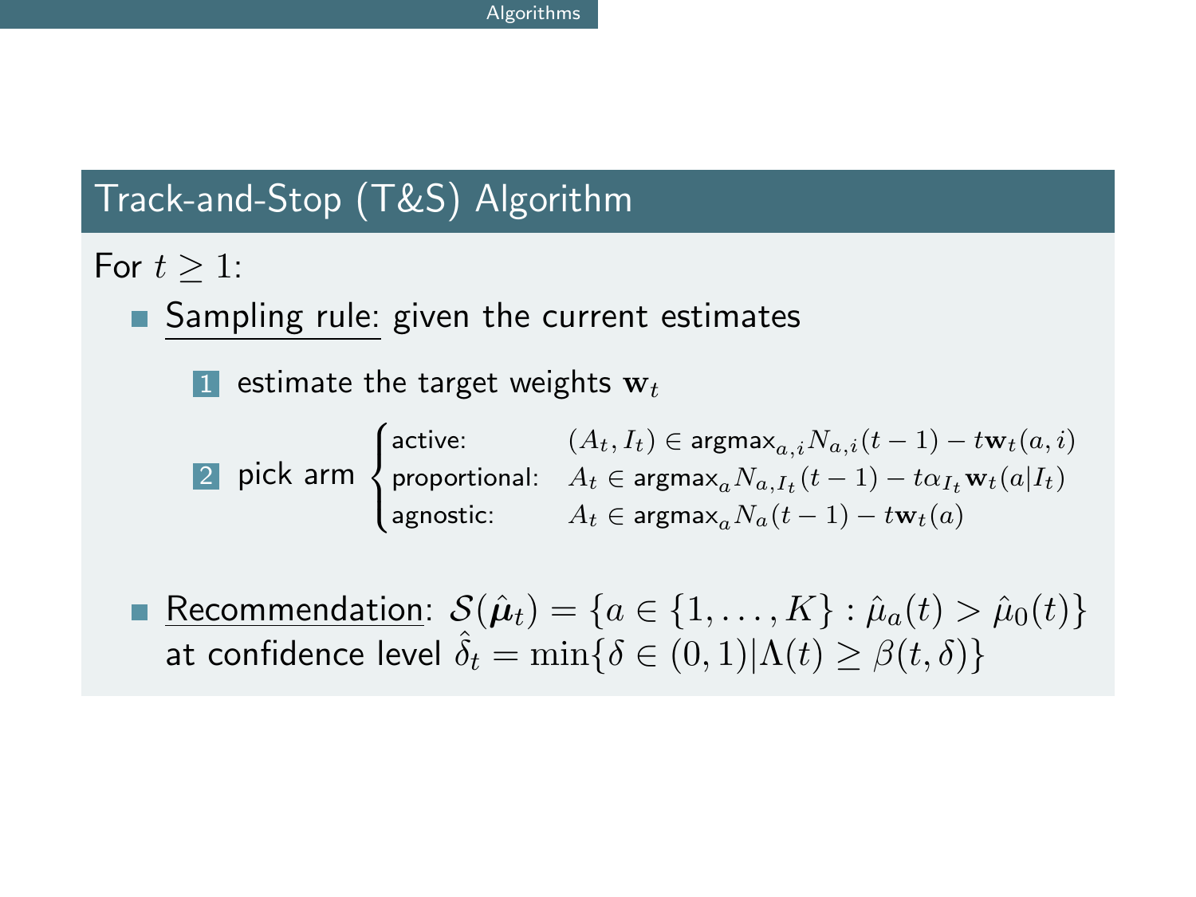## Track-and-Stop (T&S) Algorithm

For $t \geq 1$:

- Sampling rule: given the current estimates
  1. estimate the target weights $\mathbf{w}_t$
  2. pick arm $\begin{cases} \text{active:} & (A_t, I_t) \in \text{argmax}_{a,i} N_{a,i}(t-1) - t\mathbf{w}_t(a,i) \\ \text{proportional:} & A_t \in \text{argmax}_a N_{a,I_t}(t-1) - t\alpha_{I_t}\mathbf{w}_t(a|I_t) \\ \text{agnostic:} & A_t \in \text{argmax}_a N_a(t-1) - t\mathbf{w}_t(a) \end{cases}$
- Recommendation: $\mathcal{S}(\hat{\boldsymbol{\mu}}_t) = \{a \in \{1, \ldots, K\} : \hat{\mu}_a(t) > \hat{\mu}_0(t)\}$ at confidence level $\hat{\delta}_t = \min\{\delta \in (0,1) | \Lambda(t) \geq \beta(t,\delta)\}$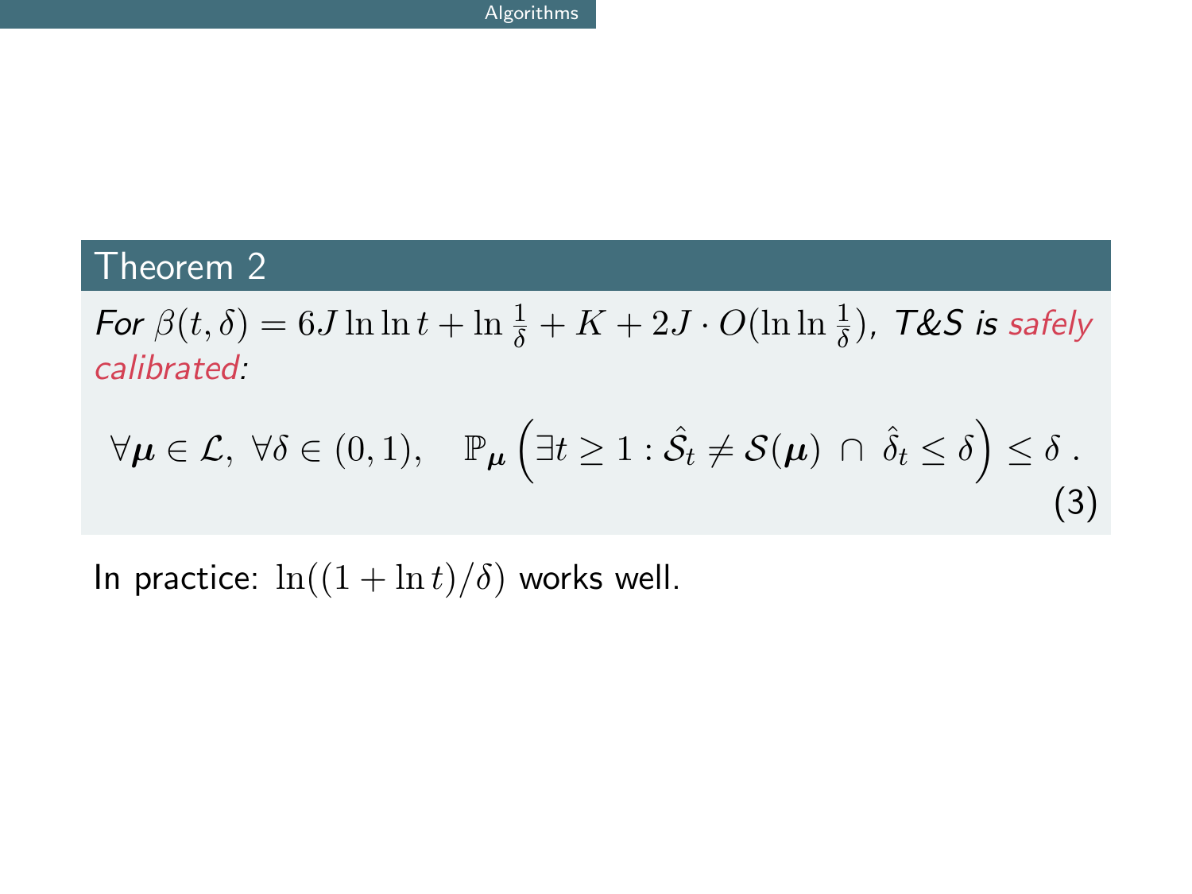### Theorem 2

*For $\beta(t,\delta) = 6J \ln\ln t + \ln \frac{1}{\delta} + K + 2J \cdot O(\ln\ln \frac{1}{\delta})$, T&S is safely calibrated:*

$$\forall \boldsymbol{\mu} \in \mathcal{L},\ \forall \delta \in (0,1), \quad \mathbb{P}_{\boldsymbol{\mu}} \left( \exists t \geq 1 : \hat{\mathcal{S}}_t \neq \mathcal{S}(\boldsymbol{\mu}) \ \cap \ \hat{\delta}_t \leq \delta \right) \leq \delta \,. \tag{3}$$

In practice: $\ln((1+\ln t)/\delta)$ works well.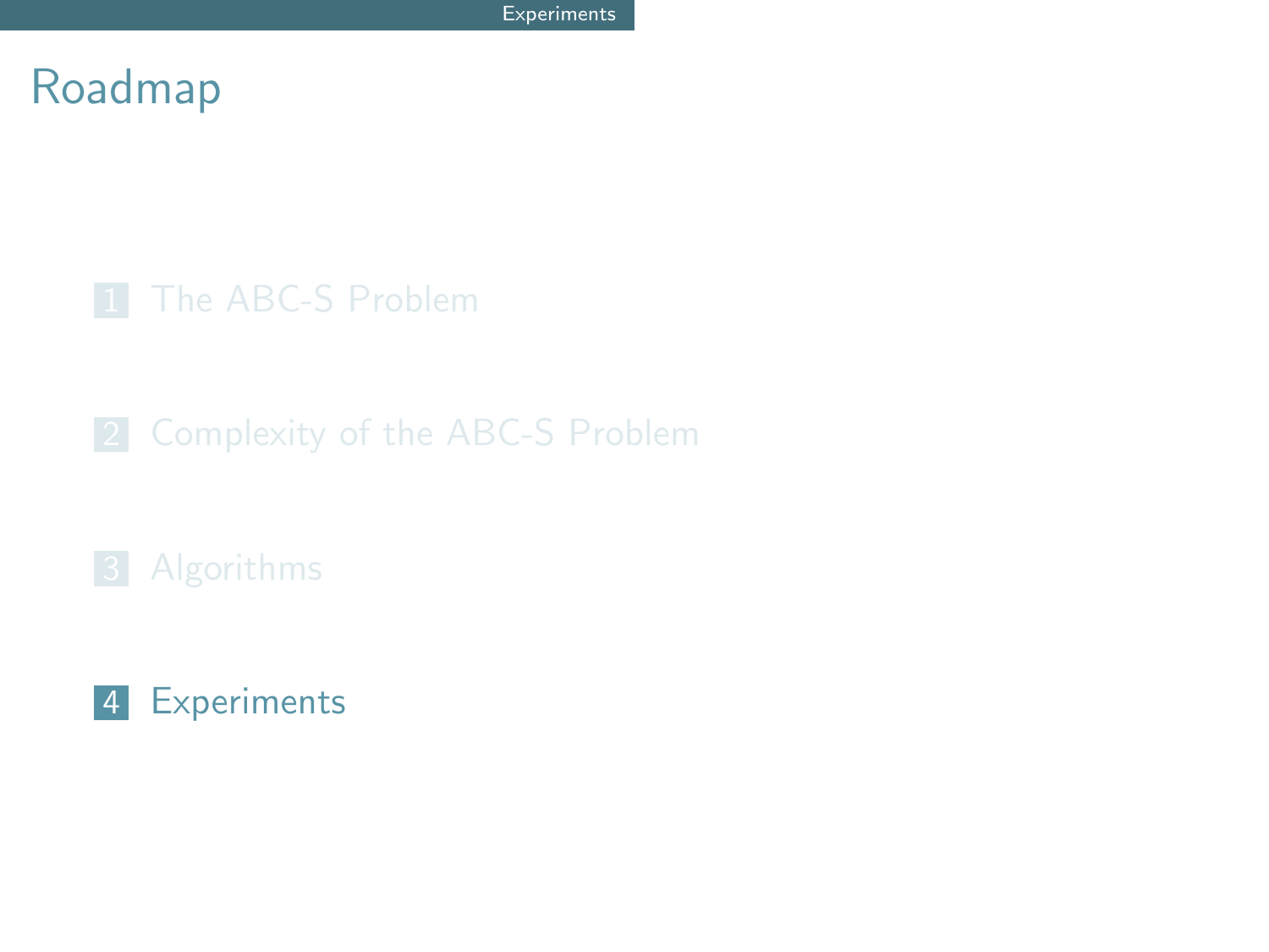# Roadmap

1. The ABC-S Problem
2. Complexity of the ABC-S Problem
3. Algorithms
4. Experiments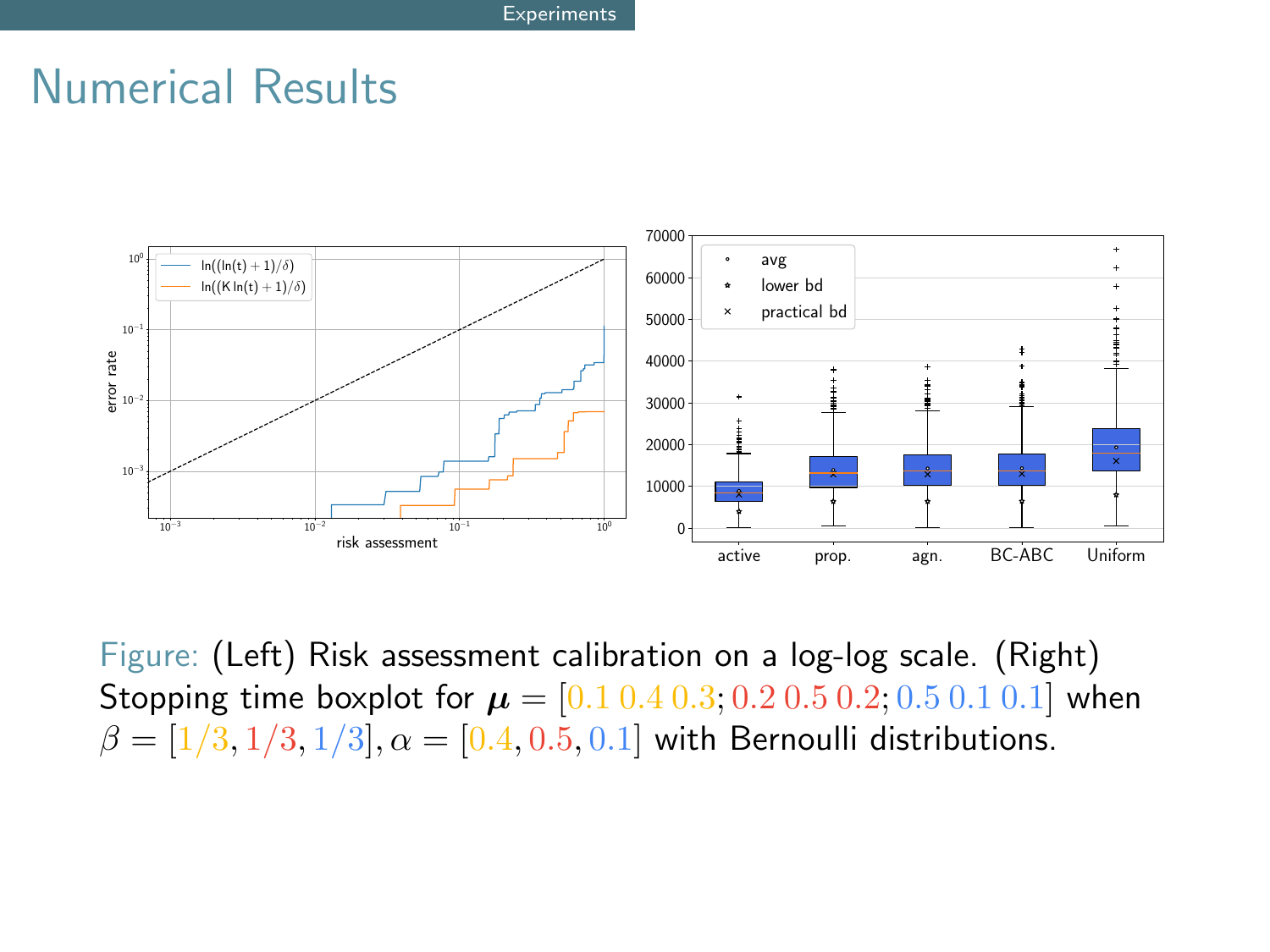# Numerical Results

Figure: (Left) Risk assessment calibration on a log-log scale. (Right) Stopping time boxplot for $\boldsymbol{\mu} = [0.1\ 0.4\ 0.3; 0.2\ 0.5\ 0.2; 0.5\ 0.1\ 0.1]$ when $\beta = [1/3, 1/3, 1/3], \alpha = [0.4, 0.5, 0.1]$ with Bernoulli distributions.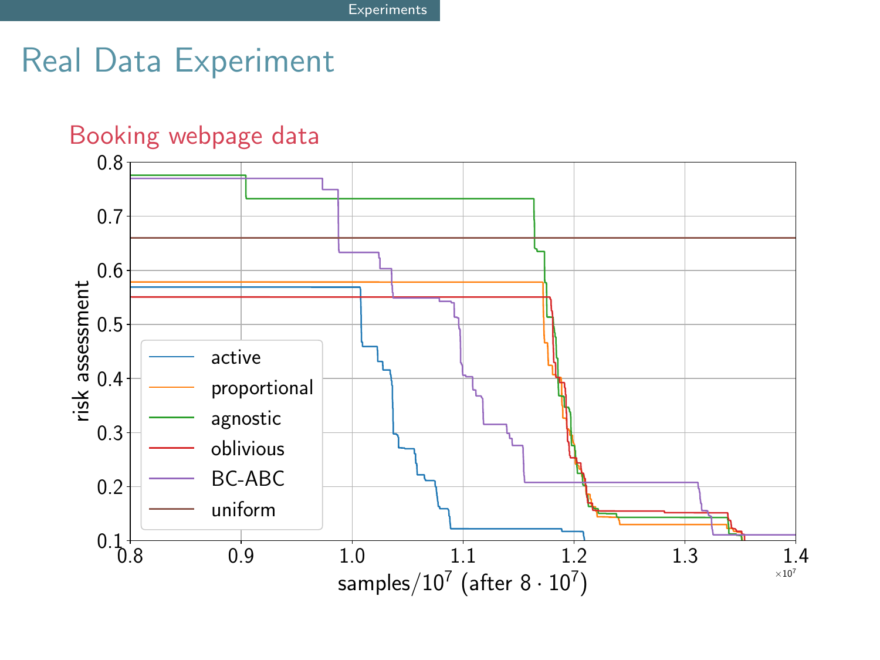# Real Data Experiment

## Booking webpage data

Legend: active, proportional, agnostic, oblivious, BC-ABC, uniform

y-axis: risk assessment (0.1 to 0.8)

x-axis: samples/$10^7$ (after $8 \cdot 10^7$) (0.8 to 1.4, $\times 10^7$)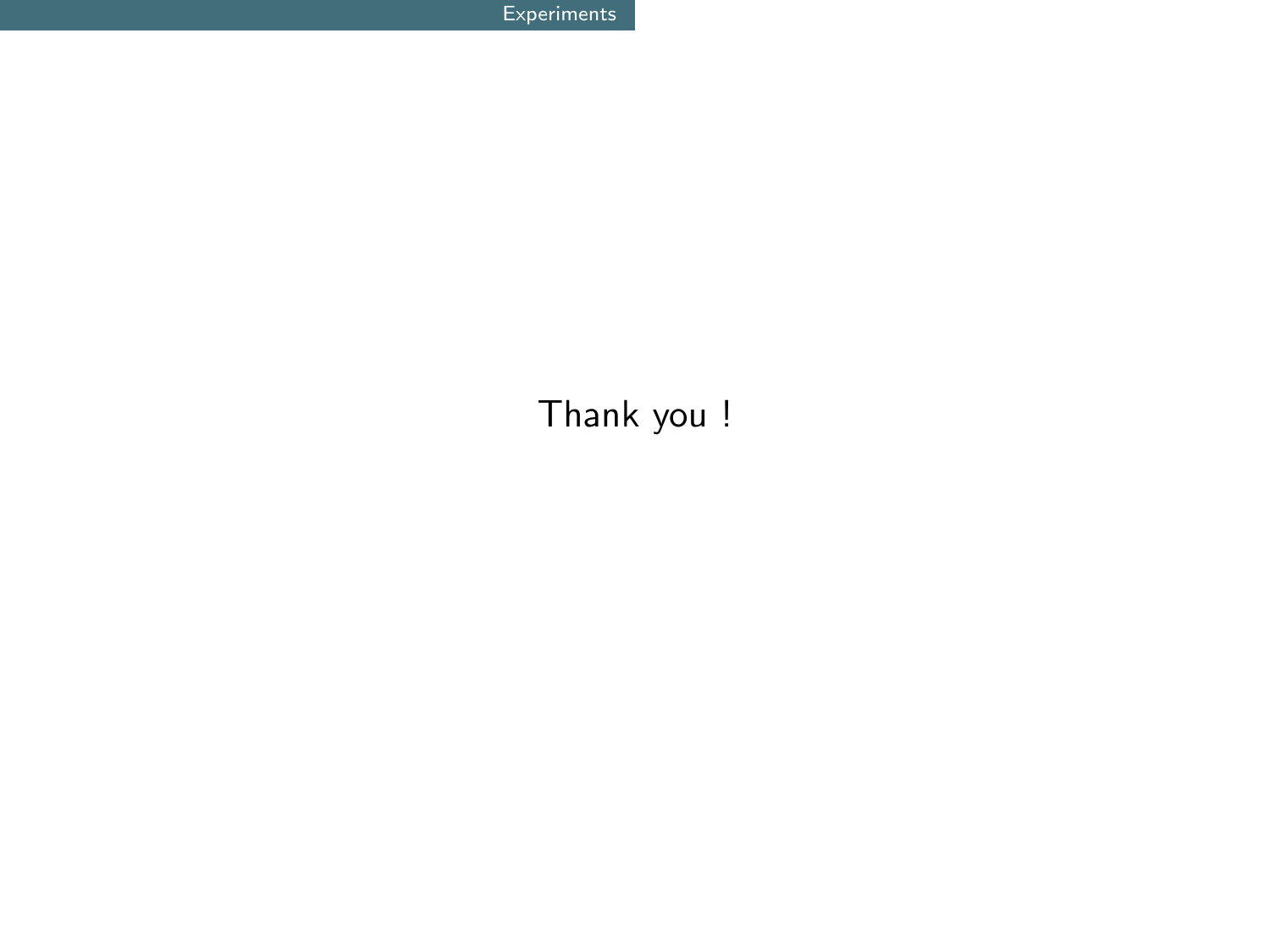Thank you !